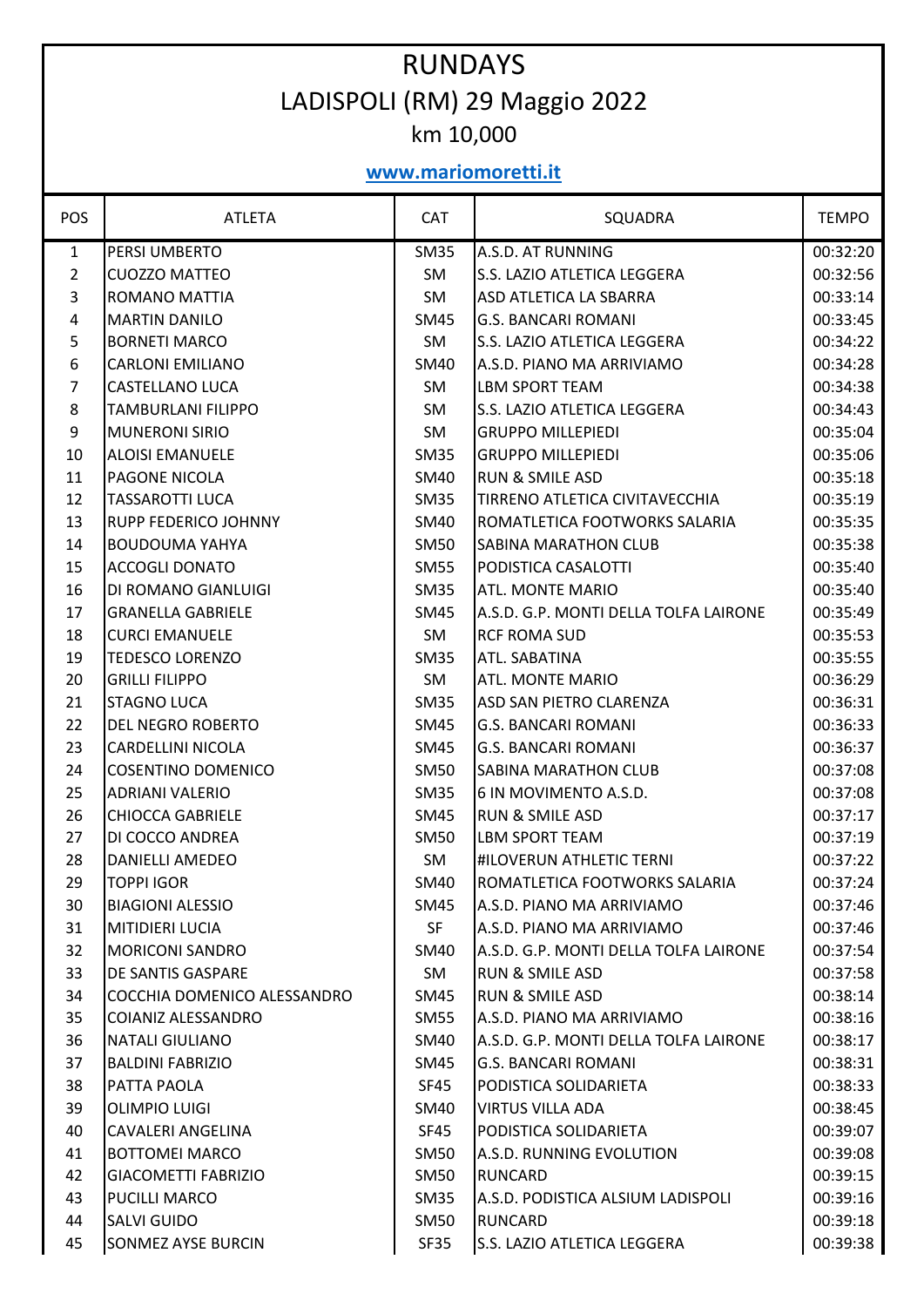# RUNDAYS

## LADISPOLI (RM) 29 Maggio 2022

### km 10,000

**www.mariomoretti.it**

| POS | ATLETA | CAT | SQUADRA | TEMPO |
|---|---|---|---|---|
| 1 | PERSI UMBERTO | SM35 | A.S.D. AT RUNNING | 00:32:20 |
| 2 | CUOZZO MATTEO | SM | S.S. LAZIO ATLETICA LEGGERA | 00:32:56 |
| 3 | ROMANO MATTIA | SM | ASD ATLETICA LA SBARRA | 00:33:14 |
| 4 | MARTIN DANILO | SM45 | G.S. BANCARI ROMANI | 00:33:45 |
| 5 | BORNETI MARCO | SM | S.S. LAZIO ATLETICA LEGGERA | 00:34:22 |
| 6 | CARLONI EMILIANO | SM40 | A.S.D. PIANO MA ARRIVIAMO | 00:34:28 |
| 7 | CASTELLANO LUCA | SM | LBM SPORT TEAM | 00:34:38 |
| 8 | TAMBURLANI FILIPPO | SM | S.S. LAZIO ATLETICA LEGGERA | 00:34:43 |
| 9 | MUNERONI SIRIO | SM | GRUPPO MILLEPIEDI | 00:35:04 |
| 10 | ALOISI EMANUELE | SM35 | GRUPPO MILLEPIEDI | 00:35:06 |
| 11 | PAGONE NICOLA | SM40 | RUN & SMILE ASD | 00:35:18 |
| 12 | TASSAROTTI LUCA | SM35 | TIRRENO ATLETICA CIVITAVECCHIA | 00:35:19 |
| 13 | RUPP FEDERICO JOHNNY | SM40 | ROMATLETICA FOOTWORKS SALARIA | 00:35:35 |
| 14 | BOUDOUMA YAHYA | SM50 | SABINA MARATHON CLUB | 00:35:38 |
| 15 | ACCOGLI DONATO | SM55 | PODISTICA CASALOTTI | 00:35:40 |
| 16 | DI ROMANO GIANLUIGI | SM35 | ATL. MONTE MARIO | 00:35:40 |
| 17 | GRANELLA GABRIELE | SM45 | A.S.D. G.P. MONTI DELLA TOLFA LAIRONE | 00:35:49 |
| 18 | CURCI EMANUELE | SM | RCF ROMA SUD | 00:35:53 |
| 19 | TEDESCO LORENZO | SM35 | ATL. SABATINA | 00:35:55 |
| 20 | GRILLI FILIPPO | SM | ATL. MONTE MARIO | 00:36:29 |
| 21 | STAGNO LUCA | SM35 | ASD SAN PIETRO CLARENZA | 00:36:31 |
| 22 | DEL NEGRO ROBERTO | SM45 | G.S. BANCARI ROMANI | 00:36:33 |
| 23 | CARDELLINI NICOLA | SM45 | G.S. BANCARI ROMANI | 00:36:37 |
| 24 | COSENTINO DOMENICO | SM50 | SABINA MARATHON CLUB | 00:37:08 |
| 25 | ADRIANI VALERIO | SM35 | 6 IN MOVIMENTO A.S.D. | 00:37:08 |
| 26 | CHIOCCA GABRIELE | SM45 | RUN & SMILE ASD | 00:37:17 |
| 27 | DI COCCO ANDREA | SM50 | LBM SPORT TEAM | 00:37:19 |
| 28 | DANIELLI AMEDEO | SM | #ILOVERUN ATHLETIC TERNI | 00:37:22 |
| 29 | TOPPI IGOR | SM40 | ROMATLETICA FOOTWORKS SALARIA | 00:37:24 |
| 30 | BIAGIONI ALESSIO | SM45 | A.S.D. PIANO MA ARRIVIAMO | 00:37:46 |
| 31 | MITIDIERI LUCIA | SF | A.S.D. PIANO MA ARRIVIAMO | 00:37:46 |
| 32 | MORICONI SANDRO | SM40 | A.S.D. G.P. MONTI DELLA TOLFA LAIRONE | 00:37:54 |
| 33 | DE SANTIS GASPARE | SM | RUN & SMILE ASD | 00:37:58 |
| 34 | COCCHIA DOMENICO ALESSANDRO | SM45 | RUN & SMILE ASD | 00:38:14 |
| 35 | COIANIZ ALESSANDRO | SM55 | A.S.D. PIANO MA ARRIVIAMO | 00:38:16 |
| 36 | NATALI GIULIANO | SM40 | A.S.D. G.P. MONTI DELLA TOLFA LAIRONE | 00:38:17 |
| 37 | BALDINI FABRIZIO | SM45 | G.S. BANCARI ROMANI | 00:38:31 |
| 38 | PATTA PAOLA | SF45 | PODISTICA SOLIDARIETA | 00:38:33 |
| 39 | OLIMPIO LUIGI | SM40 | VIRTUS VILLA ADA | 00:38:45 |
| 40 | CAVALERI ANGELINA | SF45 | PODISTICA SOLIDARIETA | 00:39:07 |
| 41 | BOTTOMEI MARCO | SM50 | A.S.D. RUNNING EVOLUTION | 00:39:08 |
| 42 | GIACOMETTI FABRIZIO | SM50 | RUNCARD | 00:39:15 |
| 43 | PUCILLI MARCO | SM35 | A.S.D. PODISTICA ALSIUM LADISPOLI | 00:39:16 |
| 44 | SALVI GUIDO | SM50 | RUNCARD | 00:39:18 |
| 45 | SONMEZ AYSE BURCIN | SF35 | S.S. LAZIO ATLETICA LEGGERA | 00:39:38 |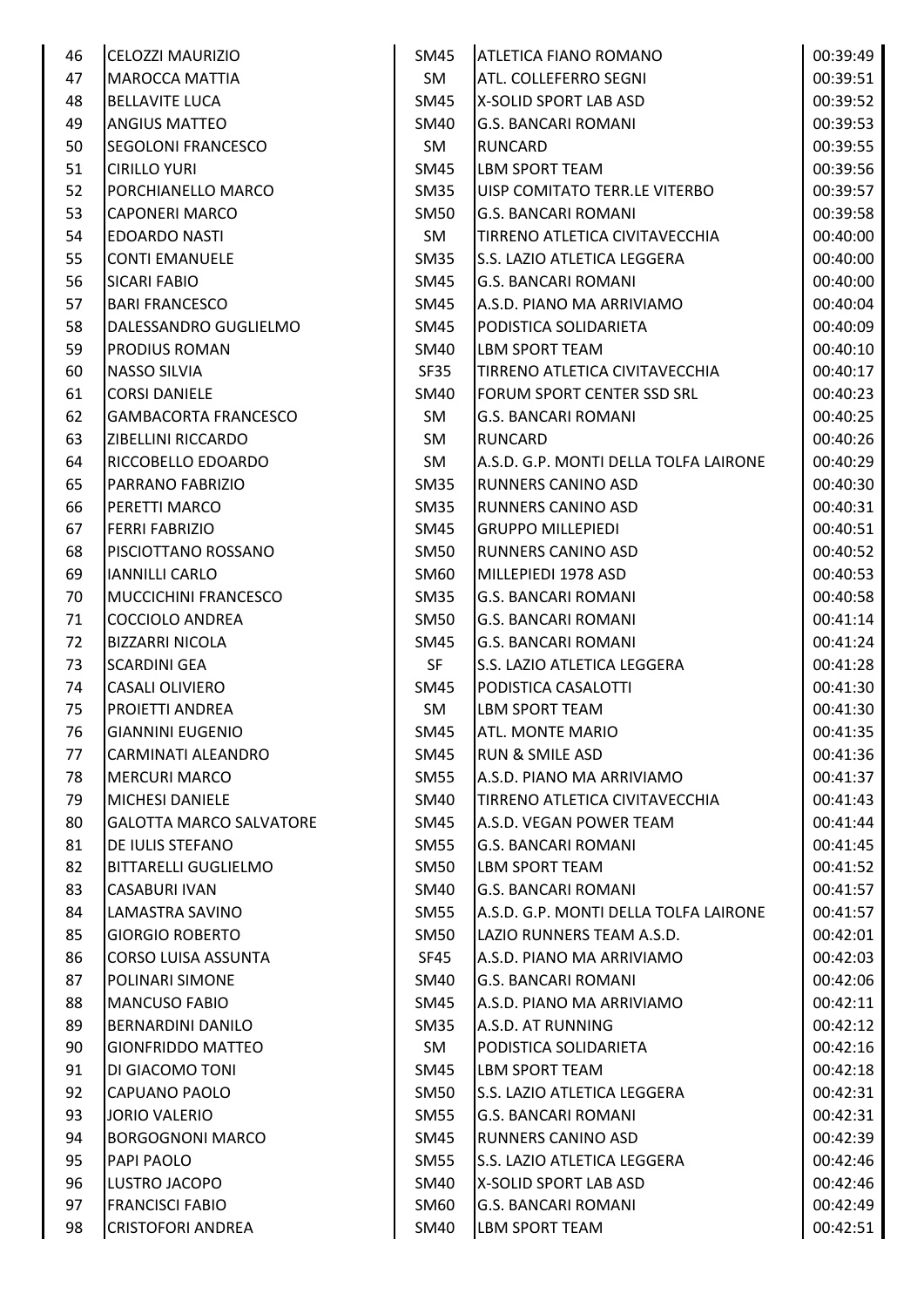| | | | | |
|---|---|---|---|---|
| 46 | CELOZZI MAURIZIO | SM45 | ATLETICA FIANO ROMANO | 00:39:49 |
| 47 | MAROCCA MATTIA | SM | ATL. COLLEFERRO SEGNI | 00:39:51 |
| 48 | BELLAVITE LUCA | SM45 | X-SOLID SPORT LAB ASD | 00:39:52 |
| 49 | ANGIUS MATTEO | SM40 | G.S. BANCARI ROMANI | 00:39:53 |
| 50 | SEGOLONI FRANCESCO | SM | RUNCARD | 00:39:55 |
| 51 | CIRILLO YURI | SM45 | LBM SPORT TEAM | 00:39:56 |
| 52 | PORCHIANELLO MARCO | SM35 | UISP COMITATO TERR.LE VITERBO | 00:39:57 |
| 53 | CAPONERI MARCO | SM50 | G.S. BANCARI ROMANI | 00:39:58 |
| 54 | EDOARDO NASTI | SM | TIRRENO ATLETICA CIVITAVECCHIA | 00:40:00 |
| 55 | CONTI EMANUELE | SM35 | S.S. LAZIO ATLETICA LEGGERA | 00:40:00 |
| 56 | SICARI FABIO | SM45 | G.S. BANCARI ROMANI | 00:40:00 |
| 57 | BARI FRANCESCO | SM45 | A.S.D. PIANO MA ARRIVIAMO | 00:40:04 |
| 58 | DALESSANDRO GUGLIELMO | SM45 | PODISTICA SOLIDARIETA | 00:40:09 |
| 59 | PRODIUS ROMAN | SM40 | LBM SPORT TEAM | 00:40:10 |
| 60 | NASSO SILVIA | SF35 | TIRRENO ATLETICA CIVITAVECCHIA | 00:40:17 |
| 61 | CORSI DANIELE | SM40 | FORUM SPORT CENTER SSD SRL | 00:40:23 |
| 62 | GAMBACORTA FRANCESCO | SM | G.S. BANCARI ROMANI | 00:40:25 |
| 63 | ZIBELLINI RICCARDO | SM | RUNCARD | 00:40:26 |
| 64 | RICCOBELLO EDOARDO | SM | A.S.D. G.P. MONTI DELLA TOLFA LAIRONE | 00:40:29 |
| 65 | PARRANO FABRIZIO | SM35 | RUNNERS CANINO ASD | 00:40:30 |
| 66 | PERETTI MARCO | SM35 | RUNNERS CANINO ASD | 00:40:31 |
| 67 | FERRI FABRIZIO | SM45 | GRUPPO MILLEPIEDI | 00:40:51 |
| 68 | PISCIOTTANO ROSSANO | SM50 | RUNNERS CANINO ASD | 00:40:52 |
| 69 | IANNILLI CARLO | SM60 | MILLEPIEDI 1978 ASD | 00:40:53 |
| 70 | MUCCICHINI FRANCESCO | SM35 | G.S. BANCARI ROMANI | 00:40:58 |
| 71 | COCCIOLO ANDREA | SM50 | G.S. BANCARI ROMANI | 00:41:14 |
| 72 | BIZZARRI NICOLA | SM45 | G.S. BANCARI ROMANI | 00:41:24 |
| 73 | SCARDINI GEA | SF | S.S. LAZIO ATLETICA LEGGERA | 00:41:28 |
| 74 | CASALI OLIVIERO | SM45 | PODISTICA CASALOTTI | 00:41:30 |
| 75 | PROIETTI ANDREA | SM | LBM SPORT TEAM | 00:41:30 |
| 76 | GIANNINI EUGENIO | SM45 | ATL. MONTE MARIO | 00:41:35 |
| 77 | CARMINATI ALEANDRO | SM45 | RUN & SMILE ASD | 00:41:36 |
| 78 | MERCURI MARCO | SM55 | A.S.D. PIANO MA ARRIVIAMO | 00:41:37 |
| 79 | MICHESI DANIELE | SM40 | TIRRENO ATLETICA CIVITAVECCHIA | 00:41:43 |
| 80 | GALOTTA MARCO SALVATORE | SM45 | A.S.D. VEGAN POWER TEAM | 00:41:44 |
| 81 | DE IULIS STEFANO | SM55 | G.S. BANCARI ROMANI | 00:41:45 |
| 82 | BITTARELLI GUGLIELMO | SM50 | LBM SPORT TEAM | 00:41:52 |
| 83 | CASABURI IVAN | SM40 | G.S. BANCARI ROMANI | 00:41:57 |
| 84 | LAMASTRA SAVINO | SM55 | A.S.D. G.P. MONTI DELLA TOLFA LAIRONE | 00:41:57 |
| 85 | GIORGIO ROBERTO | SM50 | LAZIO RUNNERS TEAM A.S.D. | 00:42:01 |
| 86 | CORSO LUISA ASSUNTA | SF45 | A.S.D. PIANO MA ARRIVIAMO | 00:42:03 |
| 87 | POLINARI SIMONE | SM40 | G.S. BANCARI ROMANI | 00:42:06 |
| 88 | MANCUSO FABIO | SM45 | A.S.D. PIANO MA ARRIVIAMO | 00:42:11 |
| 89 | BERNARDINI DANILO | SM35 | A.S.D. AT RUNNING | 00:42:12 |
| 90 | GIONFRIDDO MATTEO | SM | PODISTICA SOLIDARIETA | 00:42:16 |
| 91 | DI GIACOMO TONI | SM45 | LBM SPORT TEAM | 00:42:18 |
| 92 | CAPUANO PAOLO | SM50 | S.S. LAZIO ATLETICA LEGGERA | 00:42:31 |
| 93 | JORIO VALERIO | SM55 | G.S. BANCARI ROMANI | 00:42:31 |
| 94 | BORGOGNONI MARCO | SM45 | RUNNERS CANINO ASD | 00:42:39 |
| 95 | PAPI PAOLO | SM55 | S.S. LAZIO ATLETICA LEGGERA | 00:42:46 |
| 96 | LUSTRO JACOPO | SM40 | X-SOLID SPORT LAB ASD | 00:42:46 |
| 97 | FRANCISCI FABIO | SM60 | G.S. BANCARI ROMANI | 00:42:49 |
| 98 | CRISTOFORI ANDREA | SM40 | LBM SPORT TEAM | 00:42:51 |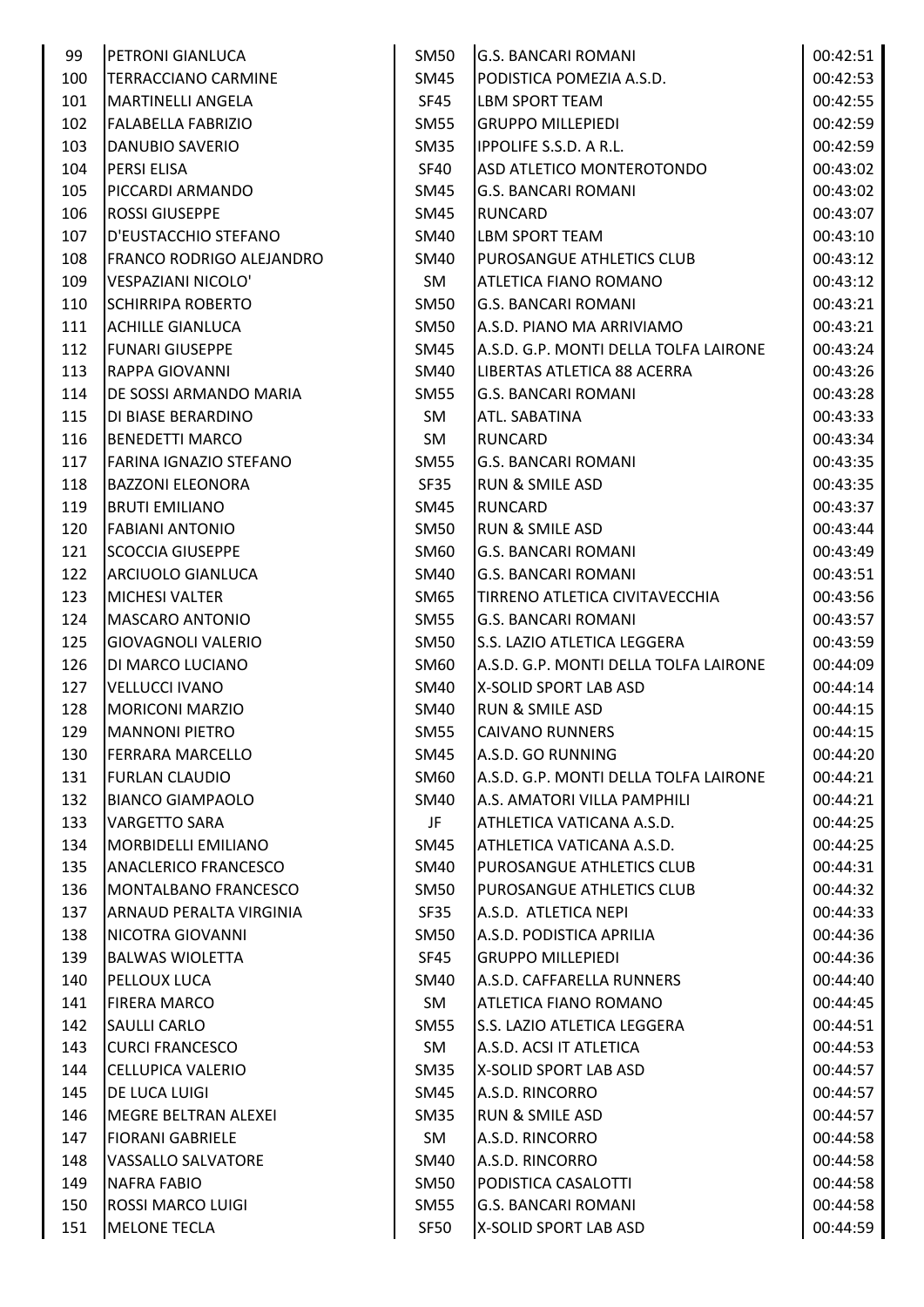| | | | | |
|---|---|---|---|---|
| 99 | PETRONI GIANLUCA | SM50 | G.S. BANCARI ROMANI | 00:42:51 |
| 100 | TERRACCIANO CARMINE | SM45 | PODISTICA POMEZIA A.S.D. | 00:42:53 |
| 101 | MARTINELLI ANGELA | SF45 | LBM SPORT TEAM | 00:42:55 |
| 102 | FALABELLA FABRIZIO | SM55 | GRUPPO MILLEPIEDI | 00:42:59 |
| 103 | DANUBIO SAVERIO | SM35 | IPPOLIFE S.S.D. A R.L. | 00:42:59 |
| 104 | PERSI ELISA | SF40 | ASD ATLETICO MONTEROTONDO | 00:43:02 |
| 105 | PICCARDI ARMANDO | SM45 | G.S. BANCARI ROMANI | 00:43:02 |
| 106 | ROSSI GIUSEPPE | SM45 | RUNCARD | 00:43:07 |
| 107 | D'EUSTACCHIO STEFANO | SM40 | LBM SPORT TEAM | 00:43:10 |
| 108 | FRANCO RODRIGO ALEJANDRO | SM40 | PUROSANGUE ATHLETICS CLUB | 00:43:12 |
| 109 | VESPAZIANI NICOLO' | SM | ATLETICA FIANO ROMANO | 00:43:12 |
| 110 | SCHIRRIPA ROBERTO | SM50 | G.S. BANCARI ROMANI | 00:43:21 |
| 111 | ACHILLE GIANLUCA | SM50 | A.S.D. PIANO MA ARRIVIAMO | 00:43:21 |
| 112 | FUNARI GIUSEPPE | SM45 | A.S.D. G.P. MONTI DELLA TOLFA LAIRONE | 00:43:24 |
| 113 | RAPPA GIOVANNI | SM40 | LIBERTAS ATLETICA 88 ACERRA | 00:43:26 |
| 114 | DE SOSSI ARMANDO MARIA | SM55 | G.S. BANCARI ROMANI | 00:43:28 |
| 115 | DI BIASE BERARDINO | SM | ATL. SABATINA | 00:43:33 |
| 116 | BENEDETTI MARCO | SM | RUNCARD | 00:43:34 |
| 117 | FARINA IGNAZIO STEFANO | SM55 | G.S. BANCARI ROMANI | 00:43:35 |
| 118 | BAZZONI ELEONORA | SF35 | RUN & SMILE ASD | 00:43:35 |
| 119 | BRUTI EMILIANO | SM45 | RUNCARD | 00:43:37 |
| 120 | FABIANI ANTONIO | SM50 | RUN & SMILE ASD | 00:43:44 |
| 121 | SCOCCIA GIUSEPPE | SM60 | G.S. BANCARI ROMANI | 00:43:49 |
| 122 | ARCIUOLO GIANLUCA | SM40 | G.S. BANCARI ROMANI | 00:43:51 |
| 123 | MICHESI VALTER | SM65 | TIRRENO ATLETICA CIVITAVECCHIA | 00:43:56 |
| 124 | MASCARO ANTONIO | SM55 | G.S. BANCARI ROMANI | 00:43:57 |
| 125 | GIOVAGNOLI VALERIO | SM50 | S.S. LAZIO ATLETICA LEGGERA | 00:43:59 |
| 126 | DI MARCO LUCIANO | SM60 | A.S.D. G.P. MONTI DELLA TOLFA LAIRONE | 00:44:09 |
| 127 | VELLUCCI IVANO | SM40 | X-SOLID SPORT LAB ASD | 00:44:14 |
| 128 | MORICONI MARZIO | SM40 | RUN & SMILE ASD | 00:44:15 |
| 129 | MANNONI PIETRO | SM55 | CAIVANO RUNNERS | 00:44:15 |
| 130 | FERRARA MARCELLO | SM45 | A.S.D. GO RUNNING | 00:44:20 |
| 131 | FURLAN CLAUDIO | SM60 | A.S.D. G.P. MONTI DELLA TOLFA LAIRONE | 00:44:21 |
| 132 | BIANCO GIAMPAOLO | SM40 | A.S. AMATORI VILLA PAMPHILI | 00:44:21 |
| 133 | VARGETTO SARA | JF | ATHLETICA VATICANA A.S.D. | 00:44:25 |
| 134 | MORBIDELLI EMILIANO | SM45 | ATHLETICA VATICANA A.S.D. | 00:44:25 |
| 135 | ANACLERICO FRANCESCO | SM40 | PUROSANGUE ATHLETICS CLUB | 00:44:31 |
| 136 | MONTALBANO FRANCESCO | SM50 | PUROSANGUE ATHLETICS CLUB | 00:44:32 |
| 137 | ARNAUD PERALTA VIRGINIA | SF35 | A.S.D. ATLETICA NEPI | 00:44:33 |
| 138 | NICOTRA GIOVANNI | SM50 | A.S.D. PODISTICA APRILIA | 00:44:36 |
| 139 | BALWAS WIOLETTA | SF45 | GRUPPO MILLEPIEDI | 00:44:36 |
| 140 | PELLOUX LUCA | SM40 | A.S.D. CAFFARELLA RUNNERS | 00:44:40 |
| 141 | FIRERA MARCO | SM | ATLETICA FIANO ROMANO | 00:44:45 |
| 142 | SAULLI CARLO | SM55 | S.S. LAZIO ATLETICA LEGGERA | 00:44:51 |
| 143 | CURCI FRANCESCO | SM | A.S.D. ACSI IT ATLETICA | 00:44:53 |
| 144 | CELLUPICA VALERIO | SM35 | X-SOLID SPORT LAB ASD | 00:44:57 |
| 145 | DE LUCA LUIGI | SM45 | A.S.D. RINCORRO | 00:44:57 |
| 146 | MEGRE BELTRAN ALEXEI | SM35 | RUN & SMILE ASD | 00:44:57 |
| 147 | FIORANI GABRIELE | SM | A.S.D. RINCORRO | 00:44:58 |
| 148 | VASSALLO SALVATORE | SM40 | A.S.D. RINCORRO | 00:44:58 |
| 149 | NAFRA FABIO | SM50 | PODISTICA CASALOTTI | 00:44:58 |
| 150 | ROSSI MARCO LUIGI | SM55 | G.S. BANCARI ROMANI | 00:44:58 |
| 151 | MELONE TECLA | SF50 | X-SOLID SPORT LAB ASD | 00:44:59 |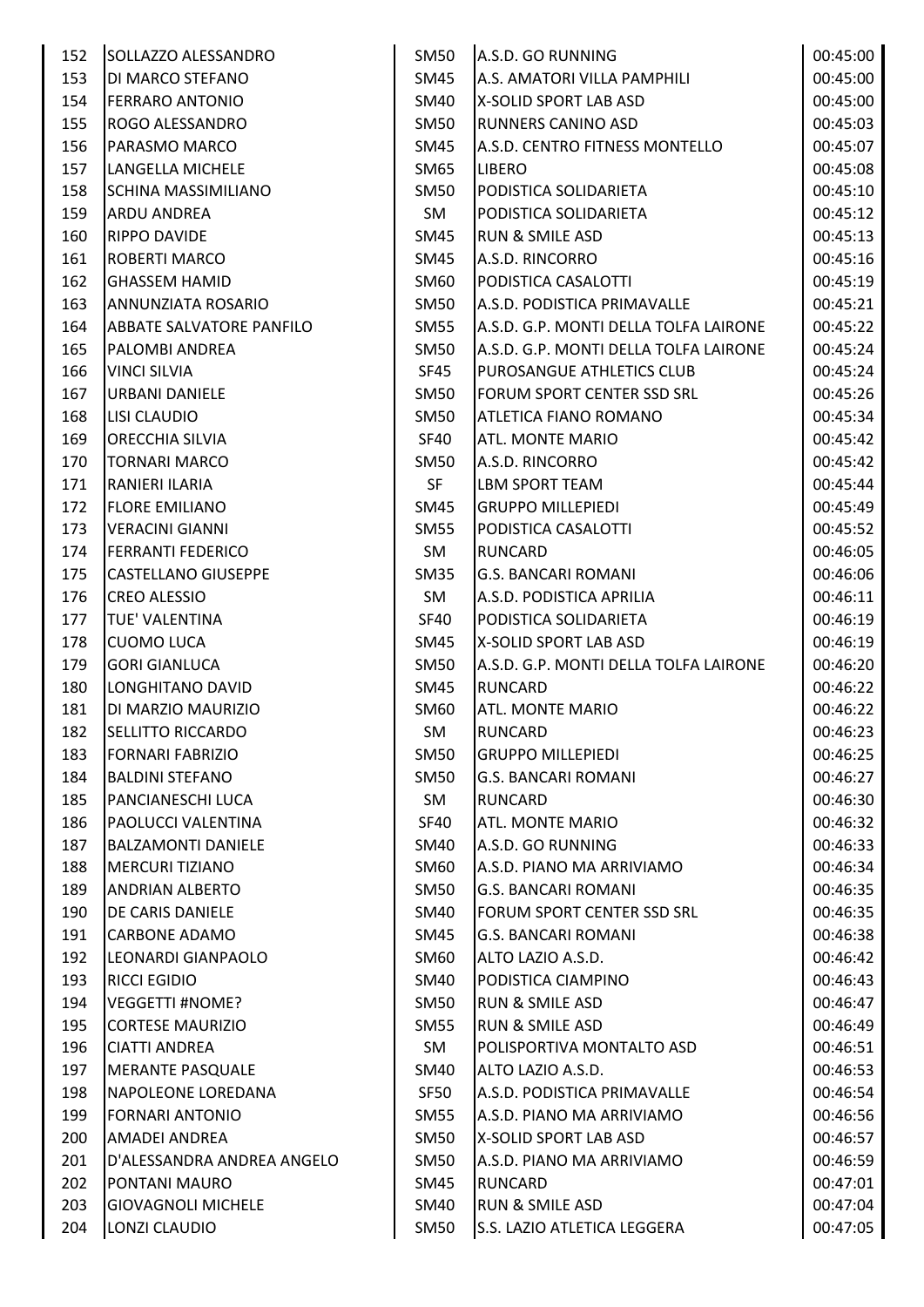| | | | | |
|---|---|---|---|---|
| 152 | SOLLAZZO ALESSANDRO | SM50 | A.S.D. GO RUNNING | 00:45:00 |
| 153 | DI MARCO STEFANO | SM45 | A.S. AMATORI VILLA PAMPHILI | 00:45:00 |
| 154 | FERRARO ANTONIO | SM40 | X-SOLID SPORT LAB ASD | 00:45:00 |
| 155 | ROGO ALESSANDRO | SM50 | RUNNERS CANINO ASD | 00:45:03 |
| 156 | PARASMO MARCO | SM45 | A.S.D. CENTRO FITNESS MONTELLO | 00:45:07 |
| 157 | LANGELLA MICHELE | SM65 | LIBERO | 00:45:08 |
| 158 | SCHINA MASSIMILIANO | SM50 | PODISTICA SOLIDARIETA | 00:45:10 |
| 159 | ARDU ANDREA | SM | PODISTICA SOLIDARIETA | 00:45:12 |
| 160 | RIPPO DAVIDE | SM45 | RUN & SMILE ASD | 00:45:13 |
| 161 | ROBERTI MARCO | SM45 | A.S.D. RINCORRO | 00:45:16 |
| 162 | GHASSEM HAMID | SM60 | PODISTICA CASALOTTI | 00:45:19 |
| 163 | ANNUNZIATA ROSARIO | SM50 | A.S.D. PODISTICA PRIMAVALLE | 00:45:21 |
| 164 | ABBATE SALVATORE PANFILO | SM55 | A.S.D. G.P. MONTI DELLA TOLFA LAIRONE | 00:45:22 |
| 165 | PALOMBI ANDREA | SM50 | A.S.D. G.P. MONTI DELLA TOLFA LAIRONE | 00:45:24 |
| 166 | VINCI SILVIA | SF45 | PUROSANGUE ATHLETICS CLUB | 00:45:24 |
| 167 | URBANI DANIELE | SM50 | FORUM SPORT CENTER SSD SRL | 00:45:26 |
| 168 | LISI CLAUDIO | SM50 | ATLETICA FIANO ROMANO | 00:45:34 |
| 169 | ORECCHIA SILVIA | SF40 | ATL. MONTE MARIO | 00:45:42 |
| 170 | TORNARI MARCO | SM50 | A.S.D. RINCORRO | 00:45:42 |
| 171 | RANIERI ILARIA | SF | LBM SPORT TEAM | 00:45:44 |
| 172 | FLORE EMILIANO | SM45 | GRUPPO MILLEPIEDI | 00:45:49 |
| 173 | VERACINI GIANNI | SM55 | PODISTICA CASALOTTI | 00:45:52 |
| 174 | FERRANTI FEDERICO | SM | RUNCARD | 00:46:05 |
| 175 | CASTELLANO GIUSEPPE | SM35 | G.S. BANCARI ROMANI | 00:46:06 |
| 176 | CREO ALESSIO | SM | A.S.D. PODISTICA APRILIA | 00:46:11 |
| 177 | TUE' VALENTINA | SF40 | PODISTICA SOLIDARIETA | 00:46:19 |
| 178 | CUOMO LUCA | SM45 | X-SOLID SPORT LAB ASD | 00:46:19 |
| 179 | GORI GIANLUCA | SM50 | A.S.D. G.P. MONTI DELLA TOLFA LAIRONE | 00:46:20 |
| 180 | LONGHITANO DAVID | SM45 | RUNCARD | 00:46:22 |
| 181 | DI MARZIO MAURIZIO | SM60 | ATL. MONTE MARIO | 00:46:22 |
| 182 | SELLITTO RICCARDO | SM | RUNCARD | 00:46:23 |
| 183 | FORNARI FABRIZIO | SM50 | GRUPPO MILLEPIEDI | 00:46:25 |
| 184 | BALDINI STEFANO | SM50 | G.S. BANCARI ROMANI | 00:46:27 |
| 185 | PANCIANESCHI LUCA | SM | RUNCARD | 00:46:30 |
| 186 | PAOLUCCI VALENTINA | SF40 | ATL. MONTE MARIO | 00:46:32 |
| 187 | BALZAMONTI DANIELE | SM40 | A.S.D. GO RUNNING | 00:46:33 |
| 188 | MERCURI TIZIANO | SM60 | A.S.D. PIANO MA ARRIVIAMO | 00:46:34 |
| 189 | ANDRIAN ALBERTO | SM50 | G.S. BANCARI ROMANI | 00:46:35 |
| 190 | DE CARIS DANIELE | SM40 | FORUM SPORT CENTER SSD SRL | 00:46:35 |
| 191 | CARBONE ADAMO | SM45 | G.S. BANCARI ROMANI | 00:46:38 |
| 192 | LEONARDI GIANPAOLO | SM60 | ALTO LAZIO A.S.D. | 00:46:42 |
| 193 | RICCI EGIDIO | SM40 | PODISTICA CIAMPINO | 00:46:43 |
| 194 | VEGGETTI #NOME? | SM50 | RUN & SMILE ASD | 00:46:47 |
| 195 | CORTESE MAURIZIO | SM55 | RUN & SMILE ASD | 00:46:49 |
| 196 | CIATTI ANDREA | SM | POLISPORTIVA MONTALTO ASD | 00:46:51 |
| 197 | MERANTE PASQUALE | SM40 | ALTO LAZIO A.S.D. | 00:46:53 |
| 198 | NAPOLEONE LOREDANA | SF50 | A.S.D. PODISTICA PRIMAVALLE | 00:46:54 |
| 199 | FORNARI ANTONIO | SM55 | A.S.D. PIANO MA ARRIVIAMO | 00:46:56 |
| 200 | AMADEI ANDREA | SM50 | X-SOLID SPORT LAB ASD | 00:46:57 |
| 201 | D'ALESSANDRA ANDREA ANGELO | SM50 | A.S.D. PIANO MA ARRIVIAMO | 00:46:59 |
| 202 | PONTANI MAURO | SM45 | RUNCARD | 00:47:01 |
| 203 | GIOVAGNOLI MICHELE | SM40 | RUN & SMILE ASD | 00:47:04 |
| 204 | LONZI CLAUDIO | SM50 | S.S. LAZIO ATLETICA LEGGERA | 00:47:05 |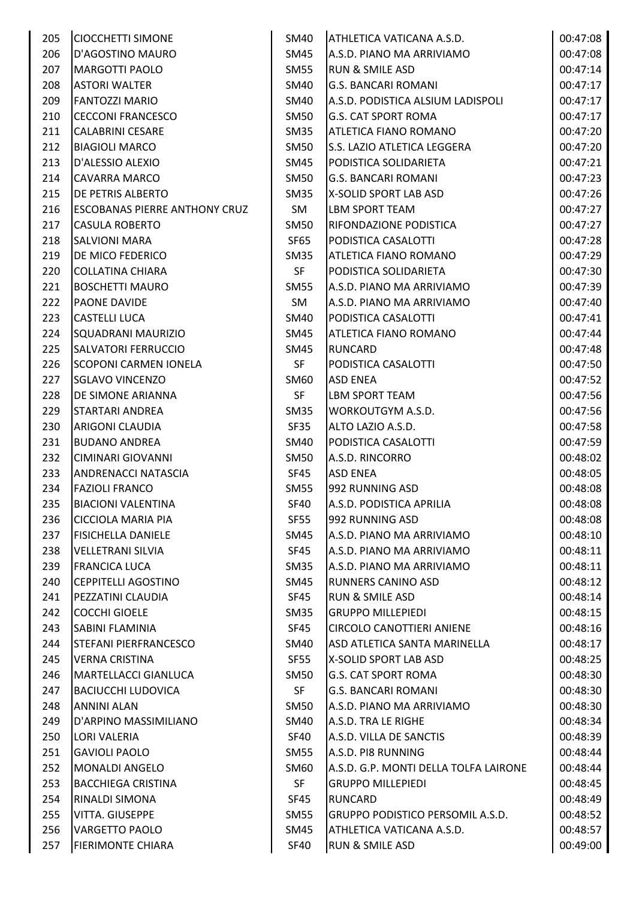| | | | | |
|---|---|---|---|---|
| 205 | CIOCCHETTI SIMONE | SM40 | ATHLETICA VATICANA A.S.D. | 00:47:08 |
| 206 | D'AGOSTINO MAURO | SM45 | A.S.D. PIANO MA ARRIVIAMO | 00:47:08 |
| 207 | MARGOTTI PAOLO | SM55 | RUN & SMILE ASD | 00:47:14 |
| 208 | ASTORI WALTER | SM40 | G.S. BANCARI ROMANI | 00:47:17 |
| 209 | FANTOZZI MARIO | SM40 | A.S.D. PODISTICA ALSIUM LADISPOLI | 00:47:17 |
| 210 | CECCONI FRANCESCO | SM50 | G.S. CAT SPORT ROMA | 00:47:17 |
| 211 | CALABRINI CESARE | SM35 | ATLETICA FIANO ROMANO | 00:47:20 |
| 212 | BIAGIOLI MARCO | SM50 | S.S. LAZIO ATLETICA LEGGERA | 00:47:20 |
| 213 | D'ALESSIO ALEXIO | SM45 | PODISTICA SOLIDARIETA | 00:47:21 |
| 214 | CAVARRA MARCO | SM50 | G.S. BANCARI ROMANI | 00:47:23 |
| 215 | DE PETRIS ALBERTO | SM35 | X-SOLID SPORT LAB ASD | 00:47:26 |
| 216 | ESCOBANAS PIERRE ANTHONY CRUZ | SM | LBM SPORT TEAM | 00:47:27 |
| 217 | CASULA ROBERTO | SM50 | RIFONDAZIONE PODISTICA | 00:47:27 |
| 218 | SALVIONI MARA | SF65 | PODISTICA CASALOTTI | 00:47:28 |
| 219 | DE MICO FEDERICO | SM35 | ATLETICA FIANO ROMANO | 00:47:29 |
| 220 | COLLATINA CHIARA | SF | PODISTICA SOLIDARIETA | 00:47:30 |
| 221 | BOSCHETTI MAURO | SM55 | A.S.D. PIANO MA ARRIVIAMO | 00:47:39 |
| 222 | PAONE DAVIDE | SM | A.S.D. PIANO MA ARRIVIAMO | 00:47:40 |
| 223 | CASTELLI LUCA | SM40 | PODISTICA CASALOTTI | 00:47:41 |
| 224 | SQUADRANI MAURIZIO | SM45 | ATLETICA FIANO ROMANO | 00:47:44 |
| 225 | SALVATORI FERRUCCIO | SM45 | RUNCARD | 00:47:48 |
| 226 | SCOPONI CARMEN IONELA | SF | PODISTICA CASALOTTI | 00:47:50 |
| 227 | SGLAVO VINCENZO | SM60 | ASD ENEA | 00:47:52 |
| 228 | DE SIMONE ARIANNA | SF | LBM SPORT TEAM | 00:47:56 |
| 229 | STARTARI ANDREA | SM35 | WORKOUTGYM A.S.D. | 00:47:56 |
| 230 | ARIGONI CLAUDIA | SF35 | ALTO LAZIO A.S.D. | 00:47:58 |
| 231 | BUDANO ANDREA | SM40 | PODISTICA CASALOTTI | 00:47:59 |
| 232 | CIMINARI GIOVANNI | SM50 | A.S.D. RINCORRO | 00:48:02 |
| 233 | ANDRENACCI NATASCIA | SF45 | ASD ENEA | 00:48:05 |
| 234 | FAZIOLI FRANCO | SM55 | 992 RUNNING ASD | 00:48:08 |
| 235 | BIACIONI VALENTINA | SF40 | A.S.D. PODISTICA APRILIA | 00:48:08 |
| 236 | CICCIOLA MARIA PIA | SF55 | 992 RUNNING ASD | 00:48:08 |
| 237 | FISICHELLA DANIELE | SM45 | A.S.D. PIANO MA ARRIVIAMO | 00:48:10 |
| 238 | VELLETRANI SILVIA | SF45 | A.S.D. PIANO MA ARRIVIAMO | 00:48:11 |
| 239 | FRANCICA LUCA | SM35 | A.S.D. PIANO MA ARRIVIAMO | 00:48:11 |
| 240 | CEPPITELLI AGOSTINO | SM45 | RUNNERS CANINO ASD | 00:48:12 |
| 241 | PEZZATINI CLAUDIA | SF45 | RUN & SMILE ASD | 00:48:14 |
| 242 | COCCHI GIOELE | SM35 | GRUPPO MILLEPIEDI | 00:48:15 |
| 243 | SABINI FLAMINIA | SF45 | CIRCOLO CANOTTIERI ANIENE | 00:48:16 |
| 244 | STEFANI PIERFRANCESCO | SM40 | ASD ATLETICA SANTA MARINELLA | 00:48:17 |
| 245 | VERNA CRISTINA | SF55 | X-SOLID SPORT LAB ASD | 00:48:25 |
| 246 | MARTELLACCI GIANLUCA | SM50 | G.S. CAT SPORT ROMA | 00:48:30 |
| 247 | BACIUCCHI LUDOVICA | SF | G.S. BANCARI ROMANI | 00:48:30 |
| 248 | ANNINI ALAN | SM50 | A.S.D. PIANO MA ARRIVIAMO | 00:48:30 |
| 249 | D'ARPINO MASSIMILIANO | SM40 | A.S.D. TRA LE RIGHE | 00:48:34 |
| 250 | LORI VALERIA | SF40 | A.S.D. VILLA DE SANCTIS | 00:48:39 |
| 251 | GAVIOLI PAOLO | SM55 | A.S.D. PI8 RUNNING | 00:48:44 |
| 252 | MONALDI ANGELO | SM60 | A.S.D. G.P. MONTI DELLA TOLFA LAIRONE | 00:48:44 |
| 253 | BACCHIEGA CRISTINA | SF | GRUPPO MILLEPIEDI | 00:48:45 |
| 254 | RINALDI SIMONA | SF45 | RUNCARD | 00:48:49 |
| 255 | VITTA. GIUSEPPE | SM55 | GRUPPO PODISTICO PERSOMIL A.S.D. | 00:48:52 |
| 256 | VARGETTO PAOLO | SM45 | ATHLETICA VATICANA A.S.D. | 00:48:57 |
| 257 | FIERIMONTE CHIARA | SF40 | RUN & SMILE ASD | 00:49:00 |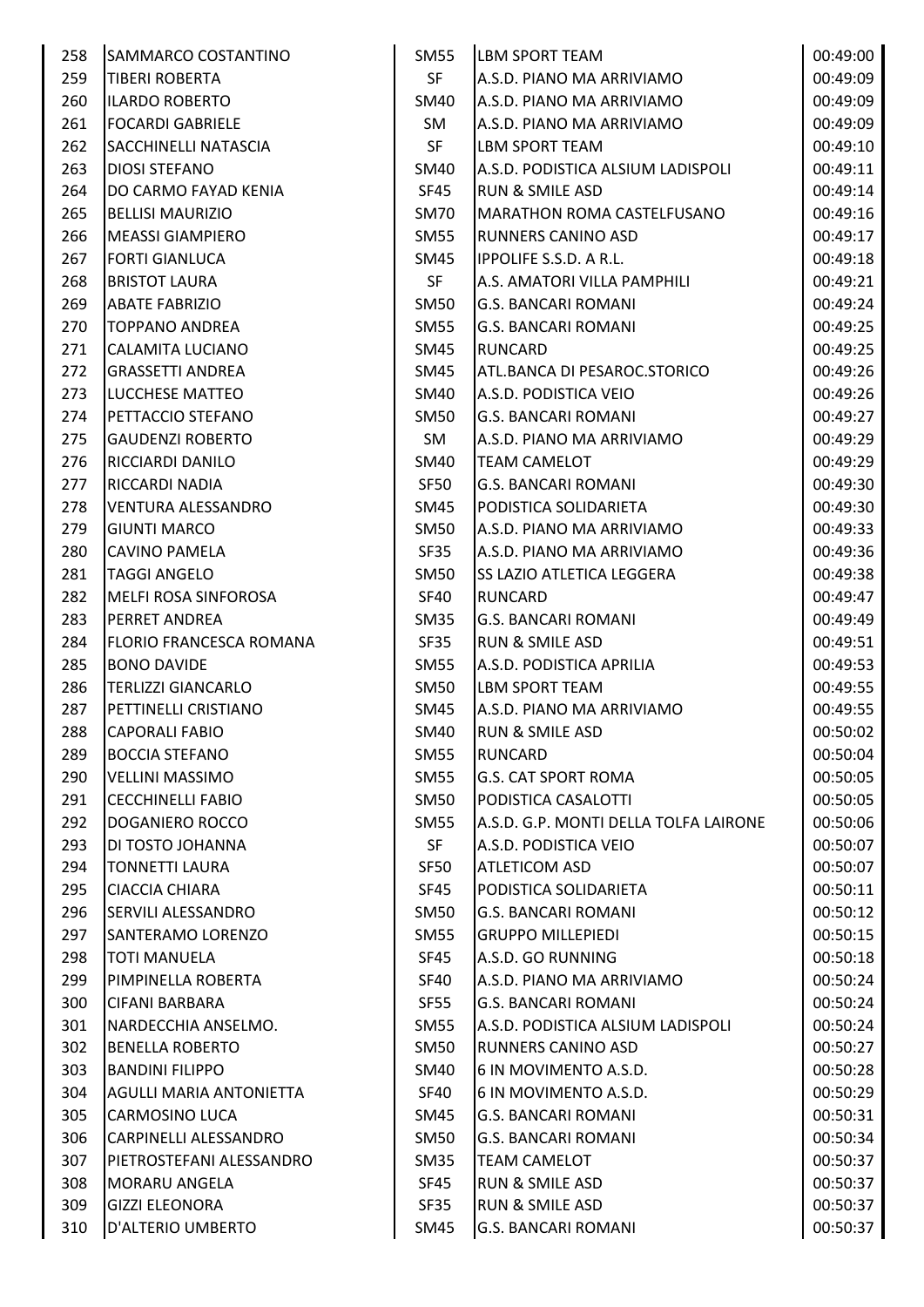| 258 | SAMMARCO COSTANTINO | SM55 | LBM SPORT TEAM | 00:49:00 |
|---|---|---|---|---|
| 259 | TIBERI ROBERTA | SF | A.S.D. PIANO MA ARRIVIAMO | 00:49:09 |
| 260 | ILARDO ROBERTO | SM40 | A.S.D. PIANO MA ARRIVIAMO | 00:49:09 |
| 261 | FOCARDI GABRIELE | SM | A.S.D. PIANO MA ARRIVIAMO | 00:49:09 |
| 262 | SACCHINELLI NATASCIA | SF | LBM SPORT TEAM | 00:49:10 |
| 263 | DIOSI STEFANO | SM40 | A.S.D. PODISTICA ALSIUM LADISPOLI | 00:49:11 |
| 264 | DO CARMO FAYAD KENIA | SF45 | RUN & SMILE ASD | 00:49:14 |
| 265 | BELLISI MAURIZIO | SM70 | MARATHON ROMA CASTELFUSANO | 00:49:16 |
| 266 | MEASSI GIAMPIERO | SM55 | RUNNERS CANINO ASD | 00:49:17 |
| 267 | FORTI GIANLUCA | SM45 | IPPOLIFE S.S.D. A R.L. | 00:49:18 |
| 268 | BRISTOT LAURA | SF | A.S. AMATORI VILLA PAMPHILI | 00:49:21 |
| 269 | ABATE FABRIZIO | SM50 | G.S. BANCARI ROMANI | 00:49:24 |
| 270 | TOPPANO ANDREA | SM55 | G.S. BANCARI ROMANI | 00:49:25 |
| 271 | CALAMITA LUCIANO | SM45 | RUNCARD | 00:49:25 |
| 272 | GRASSETTI ANDREA | SM45 | ATL.BANCA DI PESAROC.STORICO | 00:49:26 |
| 273 | LUCCHESE MATTEO | SM40 | A.S.D. PODISTICA VEIO | 00:49:26 |
| 274 | PETTACCIO STEFANO | SM50 | G.S. BANCARI ROMANI | 00:49:27 |
| 275 | GAUDENZI ROBERTO | SM | A.S.D. PIANO MA ARRIVIAMO | 00:49:29 |
| 276 | RICCIARDI DANILO | SM40 | TEAM CAMELOT | 00:49:29 |
| 277 | RICCARDI NADIA | SF50 | G.S. BANCARI ROMANI | 00:49:30 |
| 278 | VENTURA ALESSANDRO | SM45 | PODISTICA SOLIDARIETA | 00:49:30 |
| 279 | GIUNTI MARCO | SM50 | A.S.D. PIANO MA ARRIVIAMO | 00:49:33 |
| 280 | CAVINO PAMELA | SF35 | A.S.D. PIANO MA ARRIVIAMO | 00:49:36 |
| 281 | TAGGI ANGELO | SM50 | SS LAZIO ATLETICA LEGGERA | 00:49:38 |
| 282 | MELFI ROSA SINFOROSA | SF40 | RUNCARD | 00:49:47 |
| 283 | PERRET ANDREA | SM35 | G.S. BANCARI ROMANI | 00:49:49 |
| 284 | FLORIO FRANCESCA ROMANA | SF35 | RUN & SMILE ASD | 00:49:51 |
| 285 | BONO DAVIDE | SM55 | A.S.D. PODISTICA APRILIA | 00:49:53 |
| 286 | TERLIZZI GIANCARLO | SM50 | LBM SPORT TEAM | 00:49:55 |
| 287 | PETTINELLI CRISTIANO | SM45 | A.S.D. PIANO MA ARRIVIAMO | 00:49:55 |
| 288 | CAPORALI FABIO | SM40 | RUN & SMILE ASD | 00:50:02 |
| 289 | BOCCIA STEFANO | SM55 | RUNCARD | 00:50:04 |
| 290 | VELLINI MASSIMO | SM55 | G.S. CAT SPORT ROMA | 00:50:05 |
| 291 | CECCHINELLI FABIO | SM50 | PODISTICA CASALOTTI | 00:50:05 |
| 292 | DOGANIERO ROCCO | SM55 | A.S.D. G.P. MONTI DELLA TOLFA LAIRONE | 00:50:06 |
| 293 | DI TOSTO JOHANNA | SF | A.S.D. PODISTICA VEIO | 00:50:07 |
| 294 | TONNETTI LAURA | SF50 | ATLETICOM ASD | 00:50:07 |
| 295 | CIACCIA CHIARA | SF45 | PODISTICA SOLIDARIETA | 00:50:11 |
| 296 | SERVILI ALESSANDRO | SM50 | G.S. BANCARI ROMANI | 00:50:12 |
| 297 | SANTERAMO LORENZO | SM55 | GRUPPO MILLEPIEDI | 00:50:15 |
| 298 | TOTI MANUELA | SF45 | A.S.D. GO RUNNING | 00:50:18 |
| 299 | PIMPINELLA ROBERTA | SF40 | A.S.D. PIANO MA ARRIVIAMO | 00:50:24 |
| 300 | CIFANI BARBARA | SF55 | G.S. BANCARI ROMANI | 00:50:24 |
| 301 | NARDECCHIA ANSELMO. | SM55 | A.S.D. PODISTICA ALSIUM LADISPOLI | 00:50:24 |
| 302 | BENELLA ROBERTO | SM50 | RUNNERS CANINO ASD | 00:50:27 |
| 303 | BANDINI FILIPPO | SM40 | 6 IN MOVIMENTO A.S.D. | 00:50:28 |
| 304 | AGULLI MARIA ANTONIETTA | SF40 | 6 IN MOVIMENTO A.S.D. | 00:50:29 |
| 305 | CARMOSINO LUCA | SM45 | G.S. BANCARI ROMANI | 00:50:31 |
| 306 | CARPINELLI ALESSANDRO | SM50 | G.S. BANCARI ROMANI | 00:50:34 |
| 307 | PIETROSTEFANI ALESSANDRO | SM35 | TEAM CAMELOT | 00:50:37 |
| 308 | MORARU ANGELA | SF45 | RUN & SMILE ASD | 00:50:37 |
| 309 | GIZZI ELEONORA | SF35 | RUN & SMILE ASD | 00:50:37 |
| 310 | D'ALTERIO UMBERTO | SM45 | G.S. BANCARI ROMANI | 00:50:37 |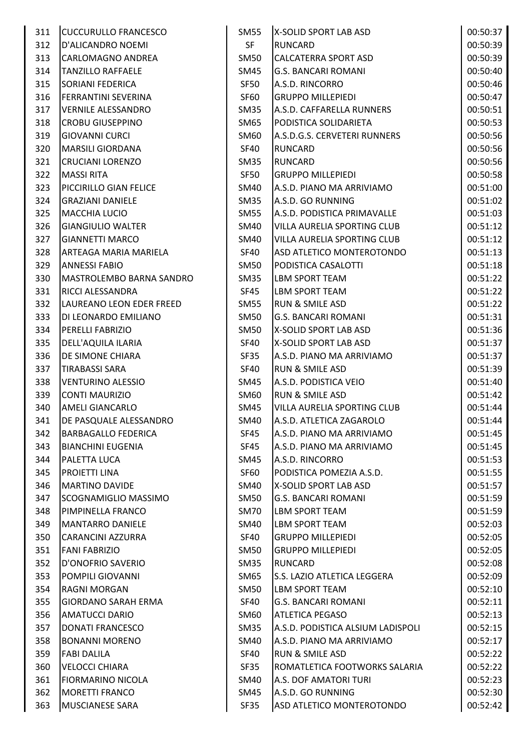| | | | | |
|---|---|---|---|---|
| 311 | CUCCURULLO FRANCESCO | SM55 | X-SOLID SPORT LAB ASD | 00:50:37 |
| 312 | D'ALICANDRO NOEMI | SF | RUNCARD | 00:50:39 |
| 313 | CARLOMAGNO ANDREA | SM50 | CALCATERRA SPORT ASD | 00:50:39 |
| 314 | TANZILLO RAFFAELE | SM45 | G.S. BANCARI ROMANI | 00:50:40 |
| 315 | SORIANI FEDERICA | SF50 | A.S.D. RINCORRO | 00:50:46 |
| 316 | FERRANTINI SEVERINA | SF60 | GRUPPO MILLEPIEDI | 00:50:47 |
| 317 | VERNILE ALESSANDRO | SM35 | A.S.D. CAFFARELLA RUNNERS | 00:50:51 |
| 318 | CROBU GIUSEPPINO | SM65 | PODISTICA SOLIDARIETA | 00:50:53 |
| 319 | GIOVANNI CURCI | SM60 | A.S.D.G.S. CERVETERI RUNNERS | 00:50:56 |
| 320 | MARSILI GIORDANA | SF40 | RUNCARD | 00:50:56 |
| 321 | CRUCIANI LORENZO | SM35 | RUNCARD | 00:50:56 |
| 322 | MASSI RITA | SF50 | GRUPPO MILLEPIEDI | 00:50:58 |
| 323 | PICCIRILLO GIAN FELICE | SM40 | A.S.D. PIANO MA ARRIVIAMO | 00:51:00 |
| 324 | GRAZIANI DANIELE | SM35 | A.S.D. GO RUNNING | 00:51:02 |
| 325 | MACCHIA LUCIO | SM55 | A.S.D. PODISTICA PRIMAVALLE | 00:51:03 |
| 326 | GIANGIULIO WALTER | SM40 | VILLA AURELIA SPORTING CLUB | 00:51:12 |
| 327 | GIANNETTI MARCO | SM40 | VILLA AURELIA SPORTING CLUB | 00:51:12 |
| 328 | ARTEAGA MARIA MARIELA | SF40 | ASD ATLETICO MONTEROTONDO | 00:51:13 |
| 329 | ANNESSI FABIO | SM50 | PODISTICA CASALOTTI | 00:51:18 |
| 330 | MASTROLEMBO BARNA SANDRO | SM35 | LBM SPORT TEAM | 00:51:22 |
| 331 | RICCI ALESSANDRA | SF45 | LBM SPORT TEAM | 00:51:22 |
| 332 | LAUREANO LEON EDER FREED | SM55 | RUN & SMILE ASD | 00:51:22 |
| 333 | DI LEONARDO EMILIANO | SM50 | G.S. BANCARI ROMANI | 00:51:31 |
| 334 | PERELLI FABRIZIO | SM50 | X-SOLID SPORT LAB ASD | 00:51:36 |
| 335 | DELL'AQUILA ILARIA | SF40 | X-SOLID SPORT LAB ASD | 00:51:37 |
| 336 | DE SIMONE CHIARA | SF35 | A.S.D. PIANO MA ARRIVIAMO | 00:51:37 |
| 337 | TIRABASSI SARA | SF40 | RUN & SMILE ASD | 00:51:39 |
| 338 | VENTURINO ALESSIO | SM45 | A.S.D. PODISTICA VEIO | 00:51:40 |
| 339 | CONTI MAURIZIO | SM60 | RUN & SMILE ASD | 00:51:42 |
| 340 | AMELI GIANCARLO | SM45 | VILLA AURELIA SPORTING CLUB | 00:51:44 |
| 341 | DE PASQUALE ALESSANDRO | SM40 | A.S.D. ATLETICA ZAGAROLO | 00:51:44 |
| 342 | BARBAGALLO FEDERICA | SF45 | A.S.D. PIANO MA ARRIVIAMO | 00:51:45 |
| 343 | BIANCHINI EUGENIA | SF45 | A.S.D. PIANO MA ARRIVIAMO | 00:51:45 |
| 344 | PALETTA LUCA | SM45 | A.S.D. RINCORRO | 00:51:53 |
| 345 | PROIETTI LINA | SF60 | PODISTICA POMEZIA A.S.D. | 00:51:55 |
| 346 | MARTINO DAVIDE | SM40 | X-SOLID SPORT LAB ASD | 00:51:57 |
| 347 | SCOGNAMIGLIO MASSIMO | SM50 | G.S. BANCARI ROMANI | 00:51:59 |
| 348 | PIMPINELLA FRANCO | SM70 | LBM SPORT TEAM | 00:51:59 |
| 349 | MANTARRO DANIELE | SM40 | LBM SPORT TEAM | 00:52:03 |
| 350 | CARANCINI AZZURRA | SF40 | GRUPPO MILLEPIEDI | 00:52:05 |
| 351 | FANI FABRIZIO | SM50 | GRUPPO MILLEPIEDI | 00:52:05 |
| 352 | D'ONOFRIO SAVERIO | SM35 | RUNCARD | 00:52:08 |
| 353 | POMPILI GIOVANNI | SM65 | S.S. LAZIO ATLETICA LEGGERA | 00:52:09 |
| 354 | RAGNI MORGAN | SM50 | LBM SPORT TEAM | 00:52:10 |
| 355 | GIORDANO SARAH ERMA | SF40 | G.S. BANCARI ROMANI | 00:52:11 |
| 356 | AMATUCCI DARIO | SM60 | ATLETICA PEGASO | 00:52:13 |
| 357 | DONATI FRANCESCO | SM35 | A.S.D. PODISTICA ALSIUM LADISPOLI | 00:52:15 |
| 358 | BONANNI MORENO | SM40 | A.S.D. PIANO MA ARRIVIAMO | 00:52:17 |
| 359 | FABI DALILA | SF40 | RUN & SMILE ASD | 00:52:22 |
| 360 | VELOCCI CHIARA | SF35 | ROMATLETICA FOOTWORKS SALARIA | 00:52:22 |
| 361 | FIORMARINO NICOLA | SM40 | A.S. DOF AMATORI TURI | 00:52:23 |
| 362 | MORETTI FRANCO | SM45 | A.S.D. GO RUNNING | 00:52:30 |
| 363 | MUSCIANESE SARA | SF35 | ASD ATLETICO MONTEROTONDO | 00:52:42 |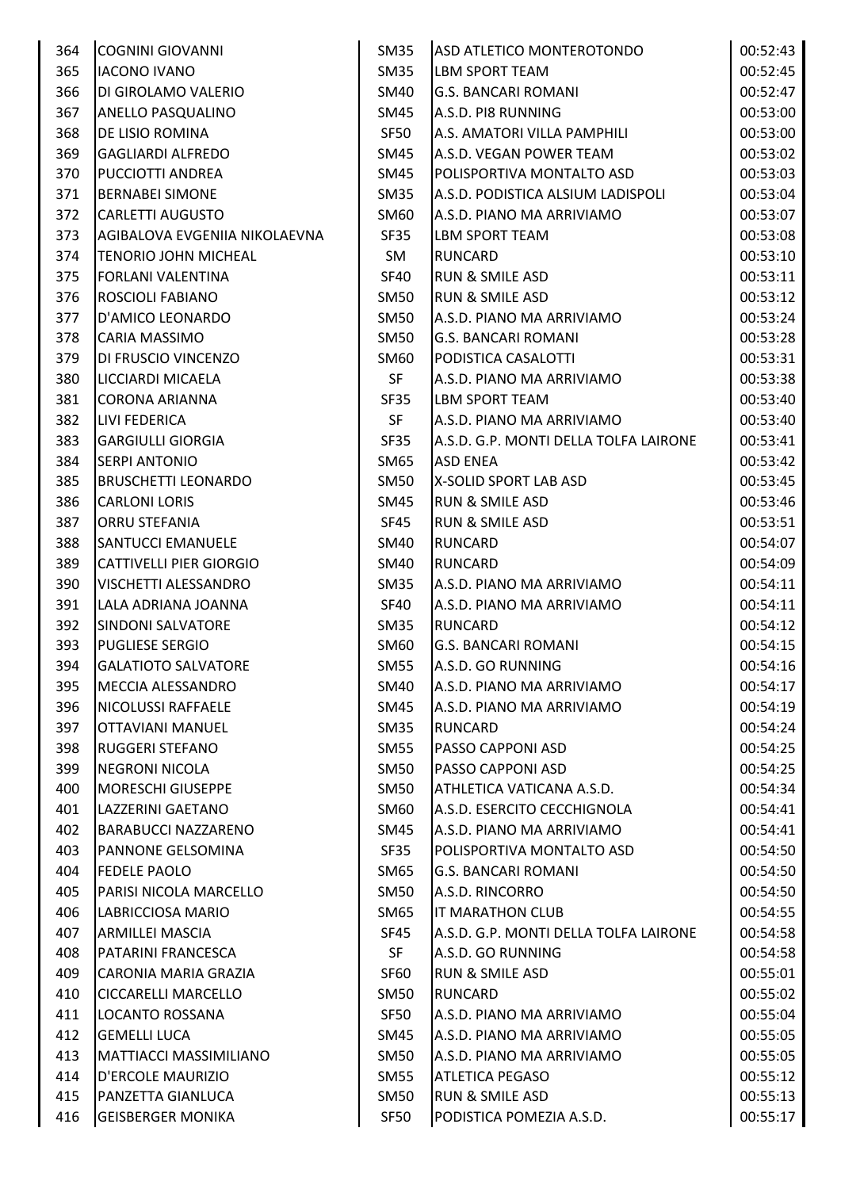| | | | | |
|---|---|---|---|---|
| 364 | COGNINI GIOVANNI | SM35 | ASD ATLETICO MONTEROTONDO | 00:52:43 |
| 365 | IACONO IVANO | SM35 | LBM SPORT TEAM | 00:52:45 |
| 366 | DI GIROLAMO VALERIO | SM40 | G.S. BANCARI ROMANI | 00:52:47 |
| 367 | ANELLO PASQUALINO | SM45 | A.S.D. PI8 RUNNING | 00:53:00 |
| 368 | DE LISIO ROMINA | SF50 | A.S. AMATORI VILLA PAMPHILI | 00:53:00 |
| 369 | GAGLIARDI ALFREDO | SM45 | A.S.D. VEGAN POWER TEAM | 00:53:02 |
| 370 | PUCCIOTTI ANDREA | SM45 | POLISPORTIVA MONTALTO ASD | 00:53:03 |
| 371 | BERNABEI SIMONE | SM35 | A.S.D. PODISTICA ALSIUM LADISPOLI | 00:53:04 |
| 372 | CARLETTI AUGUSTO | SM60 | A.S.D. PIANO MA ARRIVIAMO | 00:53:07 |
| 373 | AGIBALOVA EVGENIIA NIKOLAEVNA | SF35 | LBM SPORT TEAM | 00:53:08 |
| 374 | TENORIO JOHN MICHEAL | SM | RUNCARD | 00:53:10 |
| 375 | FORLANI VALENTINA | SF40 | RUN & SMILE ASD | 00:53:11 |
| 376 | ROSCIOLI FABIANO | SM50 | RUN & SMILE ASD | 00:53:12 |
| 377 | D'AMICO LEONARDO | SM50 | A.S.D. PIANO MA ARRIVIAMO | 00:53:24 |
| 378 | CARIA MASSIMO | SM50 | G.S. BANCARI ROMANI | 00:53:28 |
| 379 | DI FRUSCIO VINCENZO | SM60 | PODISTICA CASALOTTI | 00:53:31 |
| 380 | LICCIARDI MICAELA | SF | A.S.D. PIANO MA ARRIVIAMO | 00:53:38 |
| 381 | CORONA ARIANNA | SF35 | LBM SPORT TEAM | 00:53:40 |
| 382 | LIVI FEDERICA | SF | A.S.D. PIANO MA ARRIVIAMO | 00:53:40 |
| 383 | GARGIULLI GIORGIA | SF35 | A.S.D. G.P. MONTI DELLA TOLFA LAIRONE | 00:53:41 |
| 384 | SERPI ANTONIO | SM65 | ASD ENEA | 00:53:42 |
| 385 | BRUSCHETTI LEONARDO | SM50 | X-SOLID SPORT LAB ASD | 00:53:45 |
| 386 | CARLONI LORIS | SM45 | RUN & SMILE ASD | 00:53:46 |
| 387 | ORRU STEFANIA | SF45 | RUN & SMILE ASD | 00:53:51 |
| 388 | SANTUCCI EMANUELE | SM40 | RUNCARD | 00:54:07 |
| 389 | CATTIVELLI PIER GIORGIO | SM40 | RUNCARD | 00:54:09 |
| 390 | VISCHETTI ALESSANDRO | SM35 | A.S.D. PIANO MA ARRIVIAMO | 00:54:11 |
| 391 | LALA ADRIANA JOANNA | SF40 | A.S.D. PIANO MA ARRIVIAMO | 00:54:11 |
| 392 | SINDONI SALVATORE | SM35 | RUNCARD | 00:54:12 |
| 393 | PUGLIESE SERGIO | SM60 | G.S. BANCARI ROMANI | 00:54:15 |
| 394 | GALATIOTO SALVATORE | SM55 | A.S.D. GO RUNNING | 00:54:16 |
| 395 | MECCIA ALESSANDRO | SM40 | A.S.D. PIANO MA ARRIVIAMO | 00:54:17 |
| 396 | NICOLUSSI RAFFAELE | SM45 | A.S.D. PIANO MA ARRIVIAMO | 00:54:19 |
| 397 | OTTAVIANI MANUEL | SM35 | RUNCARD | 00:54:24 |
| 398 | RUGGERI STEFANO | SM55 | PASSO CAPPONI ASD | 00:54:25 |
| 399 | NEGRONI NICOLA | SM50 | PASSO CAPPONI ASD | 00:54:25 |
| 400 | MORESCHI GIUSEPPE | SM50 | ATHLETICA VATICANA A.S.D. | 00:54:34 |
| 401 | LAZZERINI GAETANO | SM60 | A.S.D. ESERCITO CECCHIGNOLA | 00:54:41 |
| 402 | BARABUCCI NAZZARENO | SM45 | A.S.D. PIANO MA ARRIVIAMO | 00:54:41 |
| 403 | PANNONE GELSOMINA | SF35 | POLISPORTIVA MONTALTO ASD | 00:54:50 |
| 404 | FEDELE PAOLO | SM65 | G.S. BANCARI ROMANI | 00:54:50 |
| 405 | PARISI NICOLA MARCELLO | SM50 | A.S.D. RINCORRO | 00:54:50 |
| 406 | LABRICCIOSA MARIO | SM65 | IT MARATHON CLUB | 00:54:55 |
| 407 | ARMILLEI MASCIA | SF45 | A.S.D. G.P. MONTI DELLA TOLFA LAIRONE | 00:54:58 |
| 408 | PATARINI FRANCESCA | SF | A.S.D. GO RUNNING | 00:54:58 |
| 409 | CARONIA MARIA GRAZIA | SF60 | RUN & SMILE ASD | 00:55:01 |
| 410 | CICCARELLI MARCELLO | SM50 | RUNCARD | 00:55:02 |
| 411 | LOCANTO ROSSANA | SF50 | A.S.D. PIANO MA ARRIVIAMO | 00:55:04 |
| 412 | GEMELLI LUCA | SM45 | A.S.D. PIANO MA ARRIVIAMO | 00:55:05 |
| 413 | MATTIACCI MASSIMILIANO | SM50 | A.S.D. PIANO MA ARRIVIAMO | 00:55:05 |
| 414 | D'ERCOLE MAURIZIO | SM55 | ATLETICA PEGASO | 00:55:12 |
| 415 | PANZETTA GIANLUCA | SM50 | RUN & SMILE ASD | 00:55:13 |
| 416 | GEISBERGER MONIKA | SF50 | PODISTICA POMEZIA A.S.D. | 00:55:17 |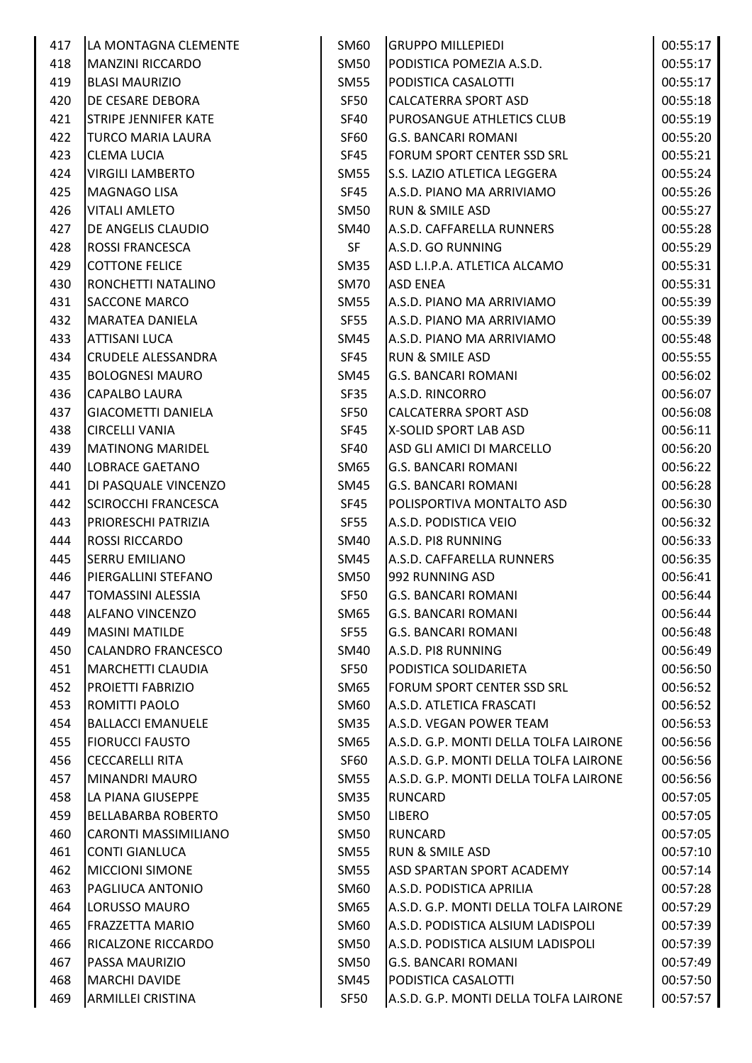| | | | | |
|---|---|---|---|---|
| 417 | LA MONTAGNA CLEMENTE | SM60 | GRUPPO MILLEPIEDI | 00:55:17 |
| 418 | MANZINI RICCARDO | SM50 | PODISTICA POMEZIA A.S.D. | 00:55:17 |
| 419 | BLASI MAURIZIO | SM55 | PODISTICA CASALOTTI | 00:55:17 |
| 420 | DE CESARE DEBORA | SF50 | CALCATERRA SPORT ASD | 00:55:18 |
| 421 | STRIPE JENNIFER KATE | SF40 | PUROSANGUE ATHLETICS CLUB | 00:55:19 |
| 422 | TURCO MARIA LAURA | SF60 | G.S. BANCARI ROMANI | 00:55:20 |
| 423 | CLEMA LUCIA | SF45 | FORUM SPORT CENTER SSD SRL | 00:55:21 |
| 424 | VIRGILI LAMBERTO | SM55 | S.S. LAZIO ATLETICA LEGGERA | 00:55:24 |
| 425 | MAGNAGO LISA | SF45 | A.S.D. PIANO MA ARRIVIAMO | 00:55:26 |
| 426 | VITALI AMLETO | SM50 | RUN & SMILE ASD | 00:55:27 |
| 427 | DE ANGELIS CLAUDIO | SM40 | A.S.D. CAFFARELLA RUNNERS | 00:55:28 |
| 428 | ROSSI FRANCESCA | SF | A.S.D. GO RUNNING | 00:55:29 |
| 429 | COTTONE FELICE | SM35 | ASD L.I.P.A. ATLETICA ALCAMO | 00:55:31 |
| 430 | RONCHETTI NATALINO | SM70 | ASD ENEA | 00:55:31 |
| 431 | SACCONE MARCO | SM55 | A.S.D. PIANO MA ARRIVIAMO | 00:55:39 |
| 432 | MARATEA DANIELA | SF55 | A.S.D. PIANO MA ARRIVIAMO | 00:55:39 |
| 433 | ATTISANI LUCA | SM45 | A.S.D. PIANO MA ARRIVIAMO | 00:55:48 |
| 434 | CRUDELE ALESSANDRA | SF45 | RUN & SMILE ASD | 00:55:55 |
| 435 | BOLOGNESI MAURO | SM45 | G.S. BANCARI ROMANI | 00:56:02 |
| 436 | CAPALBO LAURA | SF35 | A.S.D. RINCORRO | 00:56:07 |
| 437 | GIACOMETTI DANIELA | SF50 | CALCATERRA SPORT ASD | 00:56:08 |
| 438 | CIRCELLI VANIA | SF45 | X-SOLID SPORT LAB ASD | 00:56:11 |
| 439 | MATINONG MARIDEL | SF40 | ASD GLI AMICI DI MARCELLO | 00:56:20 |
| 440 | LOBRACE GAETANO | SM65 | G.S. BANCARI ROMANI | 00:56:22 |
| 441 | DI PASQUALE VINCENZO | SM45 | G.S. BANCARI ROMANI | 00:56:28 |
| 442 | SCIROCCHI FRANCESCA | SF45 | POLISPORTIVA MONTALTO ASD | 00:56:30 |
| 443 | PRIORESCHI PATRIZIA | SF55 | A.S.D. PODISTICA VEIO | 00:56:32 |
| 444 | ROSSI RICCARDO | SM40 | A.S.D. PI8 RUNNING | 00:56:33 |
| 445 | SERRU EMILIANO | SM45 | A.S.D. CAFFARELLA RUNNERS | 00:56:35 |
| 446 | PIERGALLINI STEFANO | SM50 | 992 RUNNING ASD | 00:56:41 |
| 447 | TOMASSINI ALESSIA | SF50 | G.S. BANCARI ROMANI | 00:56:44 |
| 448 | ALFANO VINCENZO | SM65 | G.S. BANCARI ROMANI | 00:56:44 |
| 449 | MASINI MATILDE | SF55 | G.S. BANCARI ROMANI | 00:56:48 |
| 450 | CALANDRO FRANCESCO | SM40 | A.S.D. PI8 RUNNING | 00:56:49 |
| 451 | MARCHETTI CLAUDIA | SF50 | PODISTICA SOLIDARIETA | 00:56:50 |
| 452 | PROIETTI FABRIZIO | SM65 | FORUM SPORT CENTER SSD SRL | 00:56:52 |
| 453 | ROMITTI PAOLO | SM60 | A.S.D. ATLETICA FRASCATI | 00:56:52 |
| 454 | BALLACCI EMANUELE | SM35 | A.S.D. VEGAN POWER TEAM | 00:56:53 |
| 455 | FIORUCCI FAUSTO | SM65 | A.S.D. G.P. MONTI DELLA TOLFA LAIRONE | 00:56:56 |
| 456 | CECCARELLI RITA | SF60 | A.S.D. G.P. MONTI DELLA TOLFA LAIRONE | 00:56:56 |
| 457 | MINANDRI MAURO | SM55 | A.S.D. G.P. MONTI DELLA TOLFA LAIRONE | 00:56:56 |
| 458 | LA PIANA GIUSEPPE | SM35 | RUNCARD | 00:57:05 |
| 459 | BELLABARBA ROBERTO | SM50 | LIBERO | 00:57:05 |
| 460 | CARONTI MASSIMILIANO | SM50 | RUNCARD | 00:57:05 |
| 461 | CONTI GIANLUCA | SM55 | RUN & SMILE ASD | 00:57:10 |
| 462 | MICCIONI SIMONE | SM55 | ASD SPARTAN SPORT ACADEMY | 00:57:14 |
| 463 | PAGLIUCA ANTONIO | SM60 | A.S.D. PODISTICA APRILIA | 00:57:28 |
| 464 | LORUSSO MAURO | SM65 | A.S.D. G.P. MONTI DELLA TOLFA LAIRONE | 00:57:29 |
| 465 | FRAZZETTA MARIO | SM60 | A.S.D. PODISTICA ALSIUM LADISPOLI | 00:57:39 |
| 466 | RICALZONE RICCARDO | SM50 | A.S.D. PODISTICA ALSIUM LADISPOLI | 00:57:39 |
| 467 | PASSA MAURIZIO | SM50 | G.S. BANCARI ROMANI | 00:57:49 |
| 468 | MARCHI DAVIDE | SM45 | PODISTICA CASALOTTI | 00:57:50 |
| 469 | ARMILLEI CRISTINA | SF50 | A.S.D. G.P. MONTI DELLA TOLFA LAIRONE | 00:57:57 |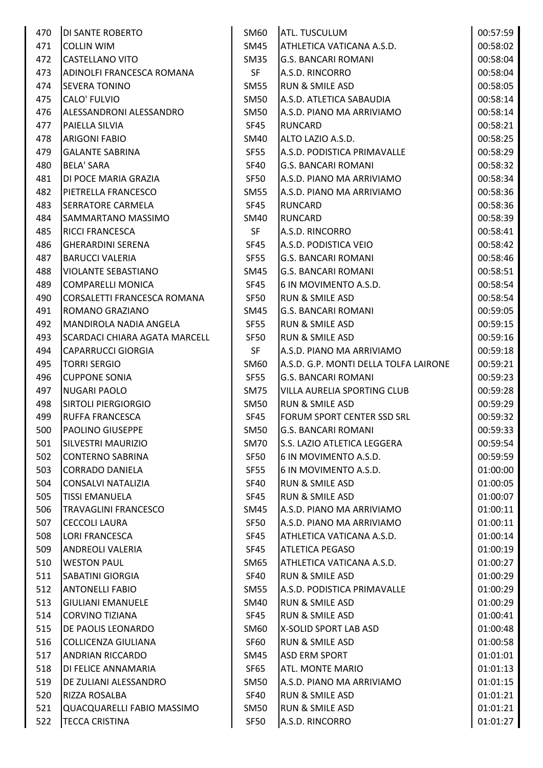| | | | | |
|---|---|---|---|---|
| 470 | DI SANTE ROBERTO | SM60 | ATL. TUSCULUM | 00:57:59 |
| 471 | COLLIN WIM | SM45 | ATHLETICA VATICANA A.S.D. | 00:58:02 |
| 472 | CASTELLANO VITO | SM35 | G.S. BANCARI ROMANI | 00:58:04 |
| 473 | ADINOLFI FRANCESCA ROMANA | SF | A.S.D. RINCORRO | 00:58:04 |
| 474 | SEVERA TONINO | SM55 | RUN & SMILE ASD | 00:58:05 |
| 475 | CALO' FULVIO | SM50 | A.S.D. ATLETICA SABAUDIA | 00:58:14 |
| 476 | ALESSANDRONI ALESSANDRO | SM50 | A.S.D. PIANO MA ARRIVIAMO | 00:58:14 |
| 477 | PAIELLA SILVIA | SF45 | RUNCARD | 00:58:21 |
| 478 | ARIGONI FABIO | SM40 | ALTO LAZIO A.S.D. | 00:58:25 |
| 479 | GALANTE SABRINA | SF55 | A.S.D. PODISTICA PRIMAVALLE | 00:58:29 |
| 480 | BELA' SARA | SF40 | G.S. BANCARI ROMANI | 00:58:32 |
| 481 | DI POCE MARIA GRAZIA | SF50 | A.S.D. PIANO MA ARRIVIAMO | 00:58:34 |
| 482 | PIETRELLA FRANCESCO | SM55 | A.S.D. PIANO MA ARRIVIAMO | 00:58:36 |
| 483 | SERRATORE CARMELA | SF45 | RUNCARD | 00:58:36 |
| 484 | SAMMARTANO MASSIMO | SM40 | RUNCARD | 00:58:39 |
| 485 | RICCI FRANCESCA | SF | A.S.D. RINCORRO | 00:58:41 |
| 486 | GHERARDINI SERENA | SF45 | A.S.D. PODISTICA VEIO | 00:58:42 |
| 487 | BARUCCI VALERIA | SF55 | G.S. BANCARI ROMANI | 00:58:46 |
| 488 | VIOLANTE SEBASTIANO | SM45 | G.S. BANCARI ROMANI | 00:58:51 |
| 489 | COMPARELLI MONICA | SF45 | 6 IN MOVIMENTO A.S.D. | 00:58:54 |
| 490 | CORSALETTI FRANCESCA ROMANA | SF50 | RUN & SMILE ASD | 00:58:54 |
| 491 | ROMANO GRAZIANO | SM45 | G.S. BANCARI ROMANI | 00:59:05 |
| 492 | MANDIROLA NADIA ANGELA | SF55 | RUN & SMILE ASD | 00:59:15 |
| 493 | SCARDACI CHIARA AGATA MARCELL | SF50 | RUN & SMILE ASD | 00:59:16 |
| 494 | CAPARRUCCI GIORGIA | SF | A.S.D. PIANO MA ARRIVIAMO | 00:59:18 |
| 495 | TORRI SERGIO | SM60 | A.S.D. G.P. MONTI DELLA TOLFA LAIRONE | 00:59:21 |
| 496 | CUPPONE SONIA | SF55 | G.S. BANCARI ROMANI | 00:59:23 |
| 497 | NUGARI PAOLO | SM75 | VILLA AURELIA SPORTING CLUB | 00:59:28 |
| 498 | SIRTOLI PIERGIORGIO | SM50 | RUN & SMILE ASD | 00:59:29 |
| 499 | RUFFA FRANCESCA | SF45 | FORUM SPORT CENTER SSD SRL | 00:59:32 |
| 500 | PAOLINO GIUSEPPE | SM50 | G.S. BANCARI ROMANI | 00:59:33 |
| 501 | SILVESTRI MAURIZIO | SM70 | S.S. LAZIO ATLETICA LEGGERA | 00:59:54 |
| 502 | CONTERNO SABRINA | SF50 | 6 IN MOVIMENTO A.S.D. | 00:59:59 |
| 503 | CORRADO DANIELA | SF55 | 6 IN MOVIMENTO A.S.D. | 01:00:00 |
| 504 | CONSALVI NATALIZIA | SF40 | RUN & SMILE ASD | 01:00:05 |
| 505 | TISSI EMANUELA | SF45 | RUN & SMILE ASD | 01:00:07 |
| 506 | TRAVAGLINI FRANCESCO | SM45 | A.S.D. PIANO MA ARRIVIAMO | 01:00:11 |
| 507 | CECCOLI LAURA | SF50 | A.S.D. PIANO MA ARRIVIAMO | 01:00:11 |
| 508 | LORI FRANCESCA | SF45 | ATHLETICA VATICANA A.S.D. | 01:00:14 |
| 509 | ANDREOLI VALERIA | SF45 | ATLETICA PEGASO | 01:00:19 |
| 510 | WESTON PAUL | SM65 | ATHLETICA VATICANA A.S.D. | 01:00:27 |
| 511 | SABATINI GIORGIA | SF40 | RUN & SMILE ASD | 01:00:29 |
| 512 | ANTONELLI FABIO | SM55 | A.S.D. PODISTICA PRIMAVALLE | 01:00:29 |
| 513 | GIULIANI EMANUELE | SM40 | RUN & SMILE ASD | 01:00:29 |
| 514 | CORVINO TIZIANA | SF45 | RUN & SMILE ASD | 01:00:41 |
| 515 | DE PAOLIS LEONARDO | SM60 | X-SOLID SPORT LAB ASD | 01:00:48 |
| 516 | COLLICENZA GIULIANA | SF60 | RUN & SMILE ASD | 01:00:58 |
| 517 | ANDRIAN RICCARDO | SM45 | ASD ERM SPORT | 01:01:01 |
| 518 | DI FELICE ANNAMARIA | SF65 | ATL. MONTE MARIO | 01:01:13 |
| 519 | DE ZULIANI ALESSANDRO | SM50 | A.S.D. PIANO MA ARRIVIAMO | 01:01:15 |
| 520 | RIZZA ROSALBA | SF40 | RUN & SMILE ASD | 01:01:21 |
| 521 | QUACQUARELLI FABIO MASSIMO | SM50 | RUN & SMILE ASD | 01:01:21 |
| 522 | TECCA CRISTINA | SF50 | A.S.D. RINCORRO | 01:01:27 |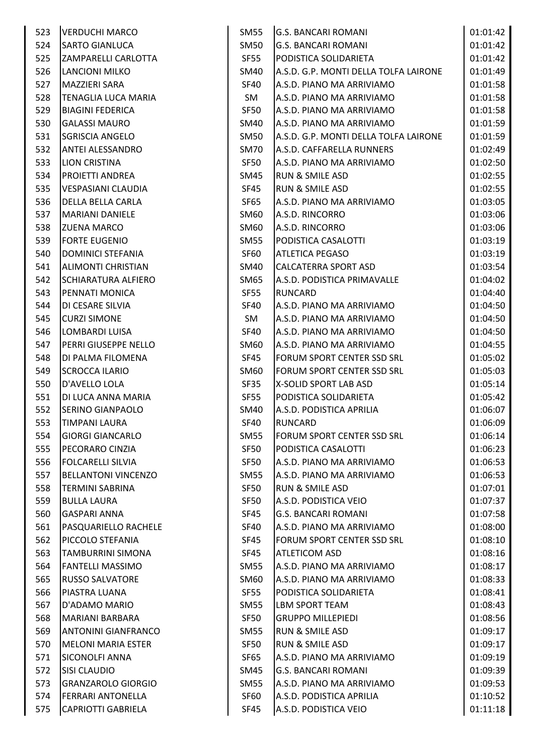| | | | | |
|---|---|---|---|---|
| 523 | VERDUCHI MARCO | SM55 | G.S. BANCARI ROMANI | 01:01:42 |
| 524 | SARTO GIANLUCA | SM50 | G.S. BANCARI ROMANI | 01:01:42 |
| 525 | ZAMPARELLI CARLOTTA | SF55 | PODISTICA SOLIDARIETA | 01:01:42 |
| 526 | LANCIONI MILKO | SM40 | A.S.D. G.P. MONTI DELLA TOLFA LAIRONE | 01:01:49 |
| 527 | MAZZIERI SARA | SF40 | A.S.D. PIANO MA ARRIVIAMO | 01:01:58 |
| 528 | TENAGLIA LUCA MARIA | SM | A.S.D. PIANO MA ARRIVIAMO | 01:01:58 |
| 529 | BIAGINI FEDERICA | SF50 | A.S.D. PIANO MA ARRIVIAMO | 01:01:58 |
| 530 | GALASSI MAURO | SM40 | A.S.D. PIANO MA ARRIVIAMO | 01:01:59 |
| 531 | SGRISCIA ANGELO | SM50 | A.S.D. G.P. MONTI DELLA TOLFA LAIRONE | 01:01:59 |
| 532 | ANTEI ALESSANDRO | SM70 | A.S.D. CAFFARELLA RUNNERS | 01:02:49 |
| 533 | LION CRISTINA | SF50 | A.S.D. PIANO MA ARRIVIAMO | 01:02:50 |
| 534 | PROIETTI ANDREA | SM45 | RUN & SMILE ASD | 01:02:55 |
| 535 | VESPASIANI CLAUDIA | SF45 | RUN & SMILE ASD | 01:02:55 |
| 536 | DELLA BELLA CARLA | SF65 | A.S.D. PIANO MA ARRIVIAMO | 01:03:05 |
| 537 | MARIANI DANIELE | SM60 | A.S.D. RINCORRO | 01:03:06 |
| 538 | ZUENA MARCO | SM60 | A.S.D. RINCORRO | 01:03:06 |
| 539 | FORTE EUGENIO | SM55 | PODISTICA CASALOTTI | 01:03:19 |
| 540 | DOMINICI STEFANIA | SF60 | ATLETICA PEGASO | 01:03:19 |
| 541 | ALIMONTI CHRISTIAN | SM40 | CALCATERRA SPORT ASD | 01:03:54 |
| 542 | SCHIARATURA ALFIERO | SM65 | A.S.D. PODISTICA PRIMAVALLE | 01:04:02 |
| 543 | PENNATI MONICA | SF55 | RUNCARD | 01:04:40 |
| 544 | DI CESARE SILVIA | SF40 | A.S.D. PIANO MA ARRIVIAMO | 01:04:50 |
| 545 | CURZI SIMONE | SM | A.S.D. PIANO MA ARRIVIAMO | 01:04:50 |
| 546 | LOMBARDI LUISA | SF40 | A.S.D. PIANO MA ARRIVIAMO | 01:04:50 |
| 547 | PERRI GIUSEPPE NELLO | SM60 | A.S.D. PIANO MA ARRIVIAMO | 01:04:55 |
| 548 | DI PALMA FILOMENA | SF45 | FORUM SPORT CENTER SSD SRL | 01:05:02 |
| 549 | SCROCCA ILARIO | SM60 | FORUM SPORT CENTER SSD SRL | 01:05:03 |
| 550 | D'AVELLO LOLA | SF35 | X-SOLID SPORT LAB ASD | 01:05:14 |
| 551 | DI LUCA ANNA MARIA | SF55 | PODISTICA SOLIDARIETA | 01:05:42 |
| 552 | SERINO GIANPAOLO | SM40 | A.S.D. PODISTICA APRILIA | 01:06:07 |
| 553 | TIMPANI LAURA | SF40 | RUNCARD | 01:06:09 |
| 554 | GIORGI GIANCARLO | SM55 | FORUM SPORT CENTER SSD SRL | 01:06:14 |
| 555 | PECORARO CINZIA | SF50 | PODISTICA CASALOTTI | 01:06:23 |
| 556 | FOLCARELLI SILVIA | SF50 | A.S.D. PIANO MA ARRIVIAMO | 01:06:53 |
| 557 | BELLANTONI VINCENZO | SM55 | A.S.D. PIANO MA ARRIVIAMO | 01:06:53 |
| 558 | TERMINI SABRINA | SF50 | RUN & SMILE ASD | 01:07:01 |
| 559 | BULLA LAURA | SF50 | A.S.D. PODISTICA VEIO | 01:07:37 |
| 560 | GASPARI ANNA | SF45 | G.S. BANCARI ROMANI | 01:07:58 |
| 561 | PASQUARIELLO RACHELE | SF40 | A.S.D. PIANO MA ARRIVIAMO | 01:08:00 |
| 562 | PICCOLO STEFANIA | SF45 | FORUM SPORT CENTER SSD SRL | 01:08:10 |
| 563 | TAMBURRINI SIMONA | SF45 | ATLETICOM ASD | 01:08:16 |
| 564 | FANTELLI MASSIMO | SM55 | A.S.D. PIANO MA ARRIVIAMO | 01:08:17 |
| 565 | RUSSO SALVATORE | SM60 | A.S.D. PIANO MA ARRIVIAMO | 01:08:33 |
| 566 | PIASTRA LUANA | SF55 | PODISTICA SOLIDARIETA | 01:08:41 |
| 567 | D'ADAMO MARIO | SM55 | LBM SPORT TEAM | 01:08:43 |
| 568 | MARIANI BARBARA | SF50 | GRUPPO MILLEPIEDI | 01:08:56 |
| 569 | ANTONINI GIANFRANCO | SM55 | RUN & SMILE ASD | 01:09:17 |
| 570 | MELONI MARIA ESTER | SF50 | RUN & SMILE ASD | 01:09:17 |
| 571 | SICONOLFI ANNA | SF65 | A.S.D. PIANO MA ARRIVIAMO | 01:09:19 |
| 572 | SISI CLAUDIO | SM45 | G.S. BANCARI ROMANI | 01:09:39 |
| 573 | GRANZAROLO GIORGIO | SM55 | A.S.D. PIANO MA ARRIVIAMO | 01:09:53 |
| 574 | FERRARI ANTONELLA | SF60 | A.S.D. PODISTICA APRILIA | 01:10:52 |
| 575 | CAPRIOTTI GABRIELA | SF45 | A.S.D. PODISTICA VEIO | 01:11:18 |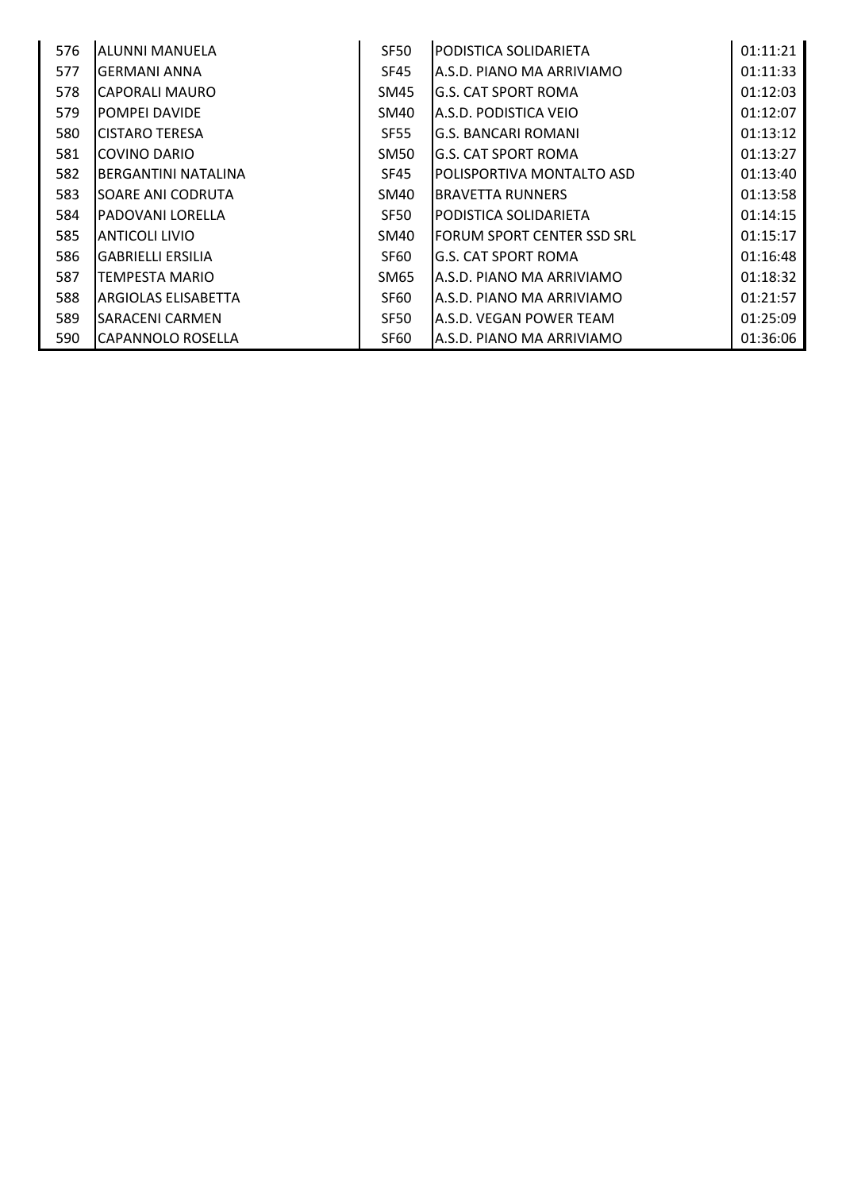| | | | | |
|---|---|---|---|---|
| 576 | ALUNNI MANUELA | SF50 | PODISTICA SOLIDARIETA | 01:11:21 |
| 577 | GERMANI ANNA | SF45 | A.S.D. PIANO MA ARRIVIAMO | 01:11:33 |
| 578 | CAPORALI MAURO | SM45 | G.S. CAT SPORT ROMA | 01:12:03 |
| 579 | POMPEI DAVIDE | SM40 | A.S.D. PODISTICA VEIO | 01:12:07 |
| 580 | CISTARO TERESA | SF55 | G.S. BANCARI ROMANI | 01:13:12 |
| 581 | COVINO DARIO | SM50 | G.S. CAT SPORT ROMA | 01:13:27 |
| 582 | BERGANTINI NATALINA | SF45 | POLISPORTIVA MONTALTO ASD | 01:13:40 |
| 583 | SOARE ANI CODRUTA | SM40 | BRAVETTA RUNNERS | 01:13:58 |
| 584 | PADOVANI LORELLA | SF50 | PODISTICA SOLIDARIETA | 01:14:15 |
| 585 | ANTICOLI LIVIO | SM40 | FORUM SPORT CENTER SSD SRL | 01:15:17 |
| 586 | GABRIELLI ERSILIA | SF60 | G.S. CAT SPORT ROMA | 01:16:48 |
| 587 | TEMPESTA MARIO | SM65 | A.S.D. PIANO MA ARRIVIAMO | 01:18:32 |
| 588 | ARGIOLAS ELISABETTA | SF60 | A.S.D. PIANO MA ARRIVIAMO | 01:21:57 |
| 589 | SARACENI CARMEN | SF50 | A.S.D. VEGAN POWER TEAM | 01:25:09 |
| 590 | CAPANNOLO ROSELLA | SF60 | A.S.D. PIANO MA ARRIVIAMO | 01:36:06 |